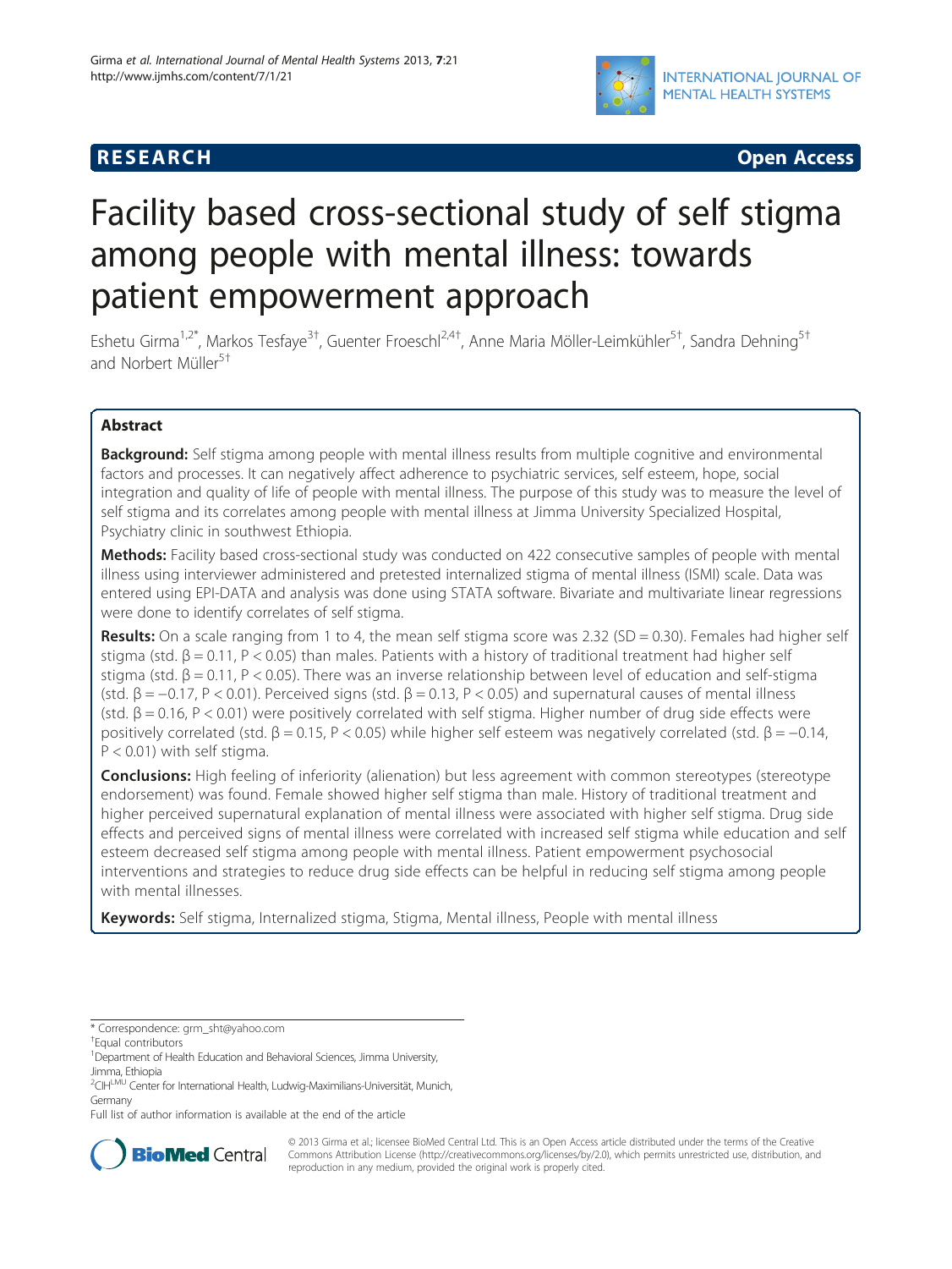RESEARCH Open Access

# Facility based cross-sectional study of self stigma among people with mental illness: towards patient empowerment approach

Eshetu Girma[1,2*], Markos Tesfaye[3†], Guenter Froeschl[2,4†], Anne Maria Möller-Leimkühler[5†], Sandra Dehning[5†] and Norbert Müller[5†]

## Abstract

**Background:** Self stigma among people with mental illness results from multiple cognitive and environmental factors and processes. It can negatively affect adherence to psychiatric services, self esteem, hope, social integration and quality of life of people with mental illness. The purpose of this study was to measure the level of self stigma and its correlates among people with mental illness at Jimma University Specialized Hospital, Psychiatry clinic in southwest Ethiopia.

**Methods:** Facility based cross-sectional study was conducted on 422 consecutive samples of people with mental illness using interviewer administered and pretested internalized stigma of mental illness (ISMI) scale. Data was entered using EPI-DATA and analysis was done using STATA software. Bivariate and multivariate linear regressions were done to identify correlates of self stigma.

**Results:** On a scale ranging from 1 to 4, the mean self stigma score was 2.32 (SD = 0.30). Females had higher self stigma (std. $\beta = 0.11$, $P < 0.05$) than males. Patients with a history of traditional treatment had higher self stigma (std. $\beta = 0.11$, $P < 0.05$). There was an inverse relationship between level of education and self-stigma (std. $\beta = -0.17$, $P < 0.01$). Perceived signs (std. $\beta = 0.13$, $P < 0.05$) and supernatural causes of mental illness (std. $\beta = 0.16$, $P < 0.01$) were positively correlated with self stigma. Higher number of drug side effects were positively correlated (std. $\beta = 0.15$, $P < 0.05$) while higher self esteem was negatively correlated (std. $\beta = -0.14$, $P < 0.01$) with self stigma.

**Conclusions:** High feeling of inferiority (alienation) but less agreement with common stereotypes (stereotype endorsement) was found. Female showed higher self stigma than male. History of traditional treatment and higher perceived supernatural explanation of mental illness were associated with higher self stigma. Drug side effects and perceived signs of mental illness were correlated with increased self stigma while education and self esteem decreased self stigma among people with mental illness. Patient empowerment psychosocial interventions and strategies to reduce drug side effects can be helpful in reducing self stigma among people with mental illnesses.

**Keywords:** Self stigma, Internalized stigma, Stigma, Mental illness, People with mental illness

---

\* Correspondence: grm_sht@yahoo.com
†Equal contributors
[1]Department of Health Education and Behavioral Sciences, Jimma University, Jimma, Ethiopia
[2]CIH[LMU] Center for International Health, Ludwig-Maximilians-Universität, Munich, Germany
Full list of author information is available at the end of the article

© 2013 Girma et al.; licensee BioMed Central Ltd. This is an Open Access article distributed under the terms of the Creative Commons Attribution License (http://creativecommons.org/licenses/by/2.0), which permits unrestricted use, distribution, and reproduction in any medium, provided the original work is properly cited.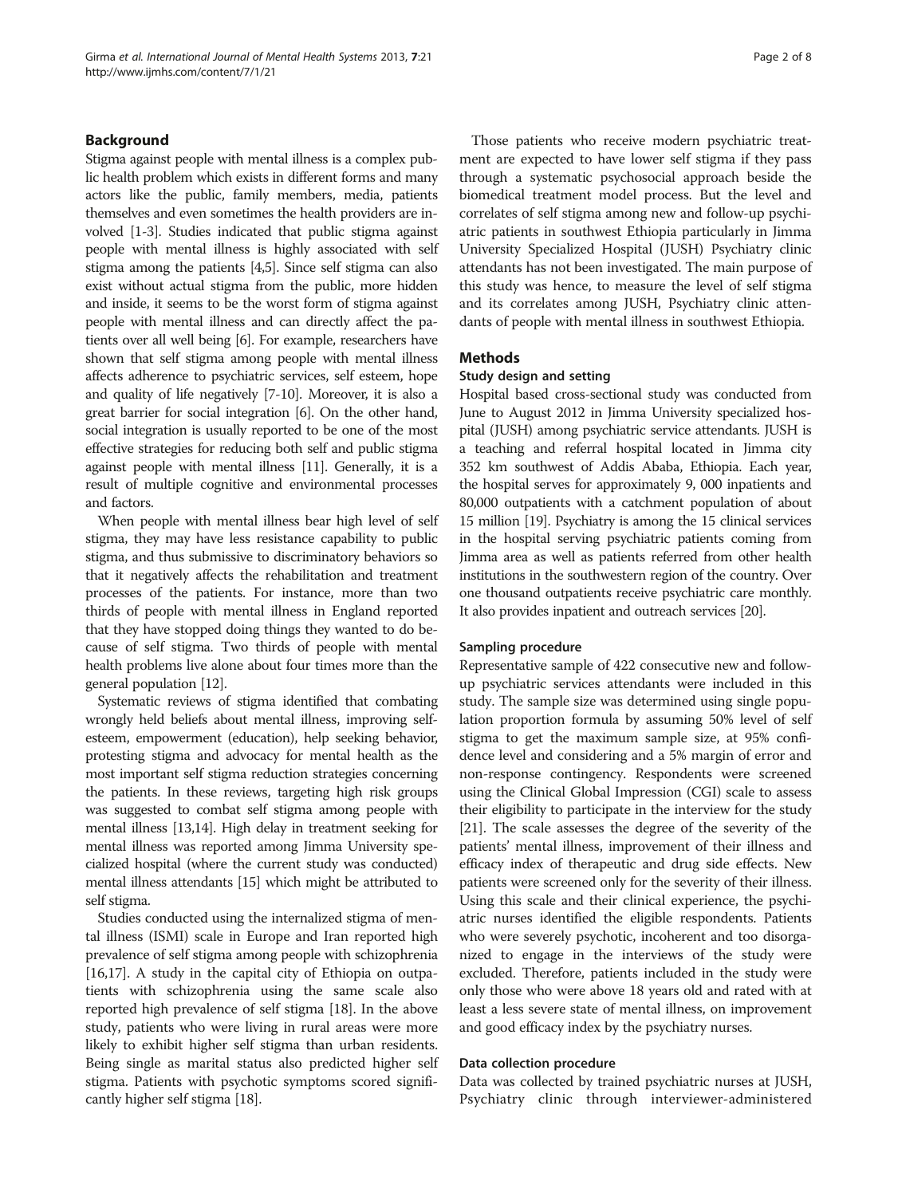## Background

Stigma against people with mental illness is a complex public health problem which exists in different forms and many actors like the public, family members, media, patients themselves and even sometimes the health providers are involved [1-3]. Studies indicated that public stigma against people with mental illness is highly associated with self stigma among the patients [4,5]. Since self stigma can also exist without actual stigma from the public, more hidden and inside, it seems to be the worst form of stigma against people with mental illness and can directly affect the patients over all well being [6]. For example, researchers have shown that self stigma among people with mental illness affects adherence to psychiatric services, self esteem, hope and quality of life negatively [7-10]. Moreover, it is also a great barrier for social integration [6]. On the other hand, social integration is usually reported to be one of the most effective strategies for reducing both self and public stigma against people with mental illness [11]. Generally, it is a result of multiple cognitive and environmental processes and factors.

When people with mental illness bear high level of self stigma, they may have less resistance capability to public stigma, and thus submissive to discriminatory behaviors so that it negatively affects the rehabilitation and treatment processes of the patients. For instance, more than two thirds of people with mental illness in England reported that they have stopped doing things they wanted to do because of self stigma. Two thirds of people with mental health problems live alone about four times more than the general population [12].

Systematic reviews of stigma identified that combating wrongly held beliefs about mental illness, improving self-esteem, empowerment (education), help seeking behavior, protesting stigma and advocacy for mental health as the most important self stigma reduction strategies concerning the patients. In these reviews, targeting high risk groups was suggested to combat self stigma among people with mental illness [13,14]. High delay in treatment seeking for mental illness was reported among Jimma University specialized hospital (where the current study was conducted) mental illness attendants [15] which might be attributed to self stigma.

Studies conducted using the internalized stigma of mental illness (ISMI) scale in Europe and Iran reported high prevalence of self stigma among people with schizophrenia [16,17]. A study in the capital city of Ethiopia on outpatients with schizophrenia using the same scale also reported high prevalence of self stigma [18]. In the above study, patients who were living in rural areas were more likely to exhibit higher self stigma than urban residents. Being single as marital status also predicted higher self stigma. Patients with psychotic symptoms scored significantly higher self stigma [18].

Those patients who receive modern psychiatric treatment are expected to have lower self stigma if they pass through a systematic psychosocial approach beside the biomedical treatment model process. But the level and correlates of self stigma among new and follow-up psychiatric patients in southwest Ethiopia particularly in Jimma University Specialized Hospital (JUSH) Psychiatry clinic attendants has not been investigated. The main purpose of this study was hence, to measure the level of self stigma and its correlates among JUSH, Psychiatry clinic attendants of people with mental illness in southwest Ethiopia.

## Methods

### Study design and setting

Hospital based cross-sectional study was conducted from June to August 2012 in Jimma University specialized hospital (JUSH) among psychiatric service attendants. JUSH is a teaching and referral hospital located in Jimma city 352 km southwest of Addis Ababa, Ethiopia. Each year, the hospital serves for approximately 9, 000 inpatients and 80,000 outpatients with a catchment population of about 15 million [19]. Psychiatry is among the 15 clinical services in the hospital serving psychiatric patients coming from Jimma area as well as patients referred from other health institutions in the southwestern region of the country. Over one thousand outpatients receive psychiatric care monthly. It also provides inpatient and outreach services [20].

#### Sampling procedure

Representative sample of 422 consecutive new and follow-up psychiatric services attendants were included in this study. The sample size was determined using single population proportion formula by assuming 50% level of self stigma to get the maximum sample size, at 95% confidence level and considering and a 5% margin of error and non-response contingency. Respondents were screened using the Clinical Global Impression (CGI) scale to assess their eligibility to participate in the interview for the study [21]. The scale assesses the degree of the severity of the patients' mental illness, improvement of their illness and efficacy index of therapeutic and drug side effects. New patients were screened only for the severity of their illness. Using this scale and their clinical experience, the psychiatric nurses identified the eligible respondents. Patients who were severely psychotic, incoherent and too disorganized to engage in the interviews of the study were excluded. Therefore, patients included in the study were only those who were above 18 years old and rated with at least a less severe state of mental illness, on improvement and good efficacy index by the psychiatry nurses.

#### Data collection procedure

Data was collected by trained psychiatric nurses at JUSH, Psychiatry clinic through interviewer-administered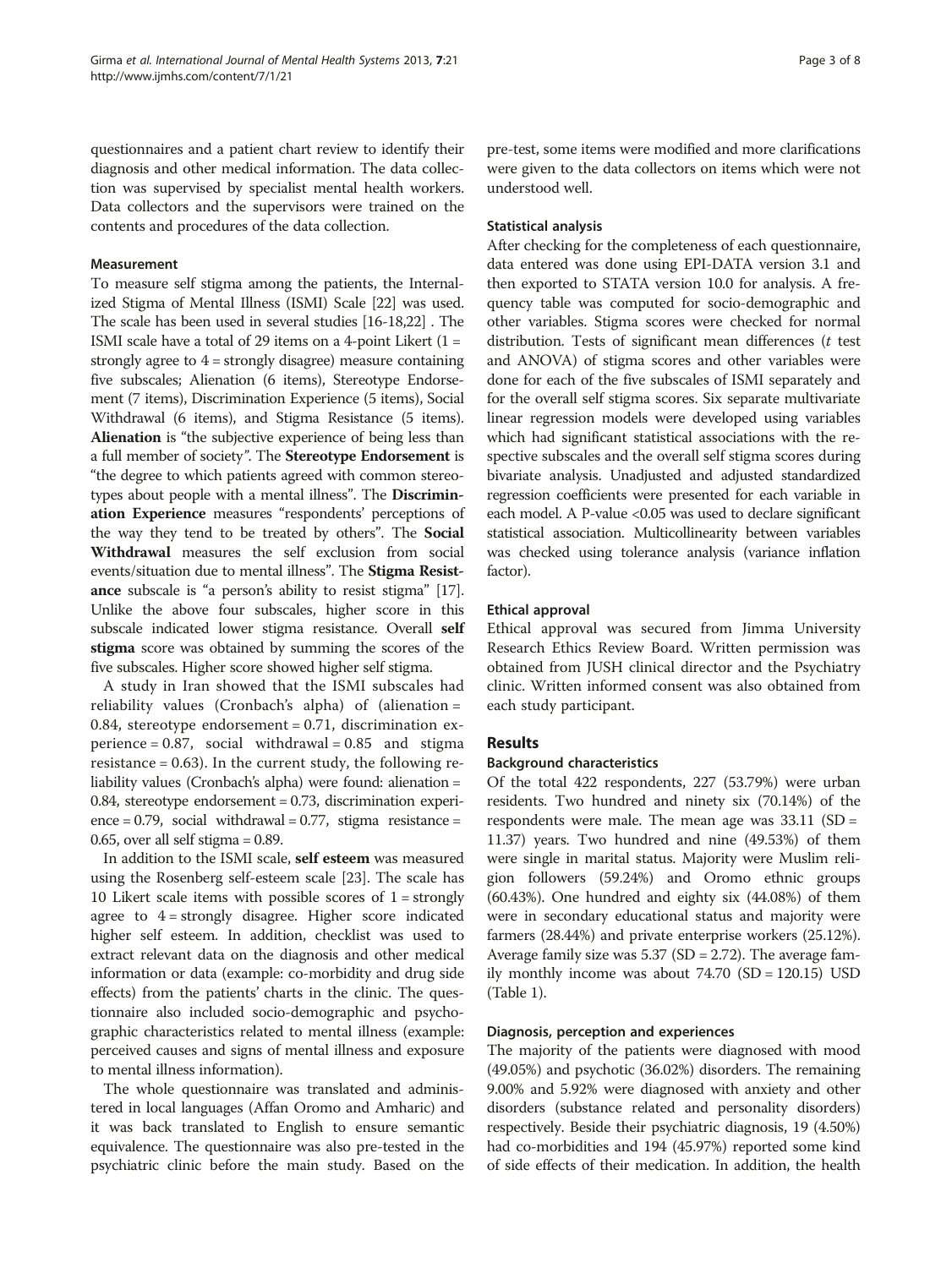questionnaires and a patient chart review to identify their diagnosis and other medical information. The data collection was supervised by specialist mental health workers. Data collectors and the supervisors were trained on the contents and procedures of the data collection.

#### Measurement

To measure self stigma among the patients, the Internalized Stigma of Mental Illness (ISMI) Scale [22] was used. The scale has been used in several studies [16-18,22] . The ISMI scale have a total of 29 items on a 4-point Likert (1 = strongly agree to 4 = strongly disagree) measure containing five subscales; Alienation (6 items), Stereotype Endorsement (7 items), Discrimination Experience (5 items), Social Withdrawal (6 items), and Stigma Resistance (5 items). **Alienation** is "the subjective experience of being less than a full member of society". The **Stereotype Endorsement** is "the degree to which patients agreed with common stereotypes about people with a mental illness". The **Discrimination Experience** measures "respondents' perceptions of the way they tend to be treated by others". The **Social Withdrawal** measures the self exclusion from social events/situation due to mental illness". The **Stigma Resistance** subscale is "a person's ability to resist stigma" [17]. Unlike the above four subscales, higher score in this subscale indicated lower stigma resistance. Overall **self stigma** score was obtained by summing the scores of the five subscales. Higher score showed higher self stigma.

A study in Iran showed that the ISMI subscales had reliability values (Cronbach's alpha) of (alienation = 0.84, stereotype endorsement = 0.71, discrimination experience = 0.87, social withdrawal = 0.85 and stigma resistance = 0.63). In the current study, the following reliability values (Cronbach's alpha) were found: alienation = 0.84, stereotype endorsement = 0.73, discrimination experience = 0.79, social withdrawal = 0.77, stigma resistance = 0.65, over all self stigma = 0.89.

In addition to the ISMI scale, **self esteem** was measured using the Rosenberg self-esteem scale [23]. The scale has 10 Likert scale items with possible scores of 1 = strongly agree to 4 = strongly disagree. Higher score indicated higher self esteem. In addition, checklist was used to extract relevant data on the diagnosis and other medical information or data (example: co-morbidity and drug side effects) from the patients' charts in the clinic. The questionnaire also included socio-demographic and psychographic characteristics related to mental illness (example: perceived causes and signs of mental illness and exposure to mental illness information).

The whole questionnaire was translated and administered in local languages (Affan Oromo and Amharic) and it was back translated to English to ensure semantic equivalence. The questionnaire was also pre-tested in the psychiatric clinic before the main study. Based on the pre-test, some items were modified and more clarifications were given to the data collectors on items which were not understood well.

#### Statistical analysis

After checking for the completeness of each questionnaire, data entered was done using EPI-DATA version 3.1 and then exported to STATA version 10.0 for analysis. A frequency table was computed for socio-demographic and other variables. Stigma scores were checked for normal distribution. Tests of significant mean differences (*t* test and ANOVA) of stigma scores and other variables were done for each of the five subscales of ISMI separately and for the overall self stigma scores. Six separate multivariate linear regression models were developed using variables which had significant statistical associations with the respective subscales and the overall self stigma scores during bivariate analysis. Unadjusted and adjusted standardized regression coefficients were presented for each variable in each model. A P-value <0.05 was used to declare significant statistical association. Multicollinearity between variables was checked using tolerance analysis (variance inflation factor).

#### Ethical approval

Ethical approval was secured from Jimma University Research Ethics Review Board. Written permission was obtained from JUSH clinical director and the Psychiatry clinic. Written informed consent was also obtained from each study participant.

## Results

#### Background characteristics

Of the total 422 respondents, 227 (53.79%) were urban residents. Two hundred and ninety six (70.14%) of the respondents were male. The mean age was 33.11 (SD = 11.37) years. Two hundred and nine (49.53%) of them were single in marital status. Majority were Muslim religion followers (59.24%) and Oromo ethnic groups (60.43%). One hundred and eighty six (44.08%) of them were in secondary educational status and majority were farmers (28.44%) and private enterprise workers (25.12%). Average family size was 5.37 (SD = 2.72). The average family monthly income was about 74.70 (SD = 120.15) USD (Table 1).

#### Diagnosis, perception and experiences

The majority of the patients were diagnosed with mood (49.05%) and psychotic (36.02%) disorders. The remaining 9.00% and 5.92% were diagnosed with anxiety and other disorders (substance related and personality disorders) respectively. Beside their psychiatric diagnosis, 19 (4.50%) had co-morbidities and 194 (45.97%) reported some kind of side effects of their medication. In addition, the health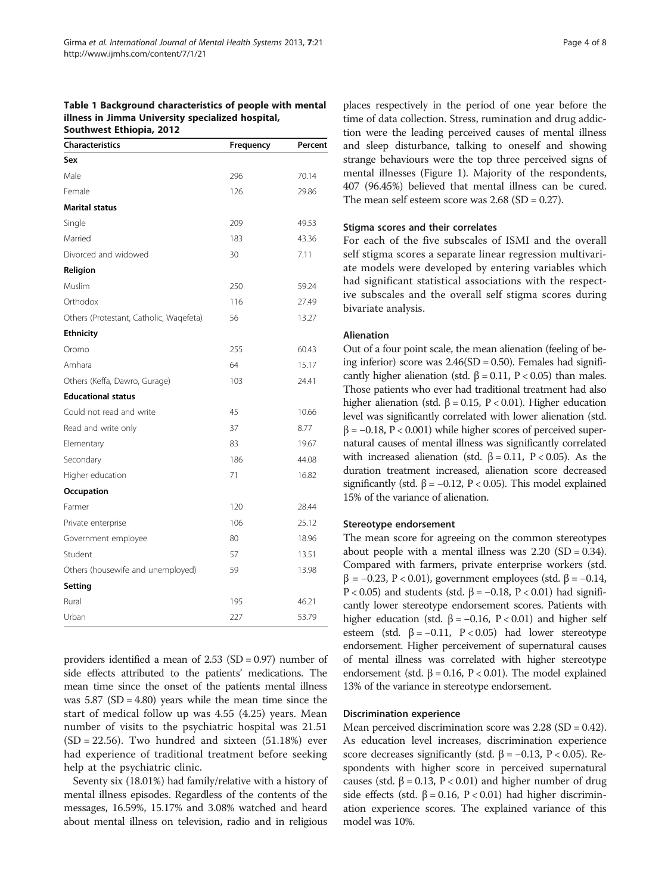**Table 1 Background characteristics of people with mental illness in Jimma University specialized hospital, Southwest Ethiopia, 2012**

| Characteristics | Frequency | Percent |
|---|---|---|
| **Sex** | | |
| Male | 296 | 70.14 |
| Female | 126 | 29.86 |
| **Marital status** | | |
| Single | 209 | 49.53 |
| Married | 183 | 43.36 |
| Divorced and widowed | 30 | 7.11 |
| **Religion** | | |
| Muslim | 250 | 59.24 |
| Orthodox | 116 | 27.49 |
| Others (Protestant, Catholic, Waqefeta) | 56 | 13.27 |
| **Ethnicity** | | |
| Oromo | 255 | 60.43 |
| Amhara | 64 | 15.17 |
| Others (Keffa, Dawro, Gurage) | 103 | 24.41 |
| **Educational status** | | |
| Could not read and write | 45 | 10.66 |
| Read and write only | 37 | 8.77 |
| Elementary | 83 | 19.67 |
| Secondary | 186 | 44.08 |
| Higher education | 71 | 16.82 |
| **Occupation** | | |
| Farmer | 120 | 28.44 |
| Private enterprise | 106 | 25.12 |
| Government employee | 80 | 18.96 |
| Student | 57 | 13.51 |
| Others (housewife and unemployed) | 59 | 13.98 |
| **Setting** | | |
| Rural | 195 | 46.21 |
| Urban | 227 | 53.79 |

providers identified a mean of 2.53 (SD = 0.97) number of side effects attributed to the patients' medications. The mean time since the onset of the patients mental illness was 5.87 (SD = 4.80) years while the mean time since the start of medical follow up was 4.55 (4.25) years. Mean number of visits to the psychiatric hospital was 21.51 (SD = 22.56). Two hundred and sixteen (51.18%) ever had experience of traditional treatment before seeking help at the psychiatric clinic.

Seventy six (18.01%) had family/relative with a history of mental illness episodes. Regardless of the contents of the messages, 16.59%, 15.17% and 3.08% watched and heard about mental illness on television, radio and in religious places respectively in the period of one year before the time of data collection. Stress, rumination and drug addiction were the leading perceived causes of mental illness and sleep disturbance, talking to oneself and showing strange behaviours were the top three perceived signs of mental illnesses (Figure 1). Majority of the respondents, 407 (96.45%) believed that mental illness can be cured. The mean self esteem score was 2.68 (SD = 0.27).

### Stigma scores and their correlates

For each of the five subscales of ISMI and the overall self stigma scores a separate linear regression multivariate models were developed by entering variables which had significant statistical associations with the respective subscales and the overall self stigma scores during bivariate analysis.

#### Alienation

Out of a four point scale, the mean alienation (feeling of being inferior) score was 2.46(SD = 0.50). Females had significantly higher alienation (std. $\beta = 0.11$, $P < 0.05$) than males. Those patients who ever had traditional treatment had also higher alienation (std. $\beta = 0.15$, $P < 0.01$). Higher education level was significantly correlated with lower alienation (std. $\beta = -0.18$, $P < 0.001$) while higher scores of perceived supernatural causes of mental illness was significantly correlated with increased alienation (std. $\beta = 0.11$, $P < 0.05$). As the duration treatment increased, alienation score decreased significantly (std. $\beta = -0.12$, $P < 0.05$). This model explained 15% of the variance of alienation.

#### Stereotype endorsement

The mean score for agreeing on the common stereotypes about people with a mental illness was 2.20 (SD = 0.34). Compared with farmers, private enterprise workers (std. $\beta = -0.23$, $P < 0.01$), government employees (std. $\beta = -0.14$, $P < 0.05$) and students (std. $\beta = -0.18$, $P < 0.01$) had significantly lower stereotype endorsement scores. Patients with higher education (std. $\beta = -0.16$, $P < 0.01$) and higher self esteem (std. $\beta = -0.11$, $P < 0.05$) had lower stereotype endorsement. Higher perceivement of supernatural causes of mental illness was correlated with higher stereotype endorsement (std. $\beta = 0.16$, $P < 0.01$). The model explained 13% of the variance in stereotype endorsement.

#### Discrimination experience

Mean perceived discrimination score was 2.28 (SD = 0.42). As education level increases, discrimination experience score decreases significantly (std. $\beta = -0.13$, $P < 0.05$). Respondents with higher score in perceived supernatural causes (std. $\beta = 0.13$, $P < 0.01$) and higher number of drug side effects (std. $\beta = 0.16$, $P < 0.01$) had higher discrimination experience scores. The explained variance of this model was 10%.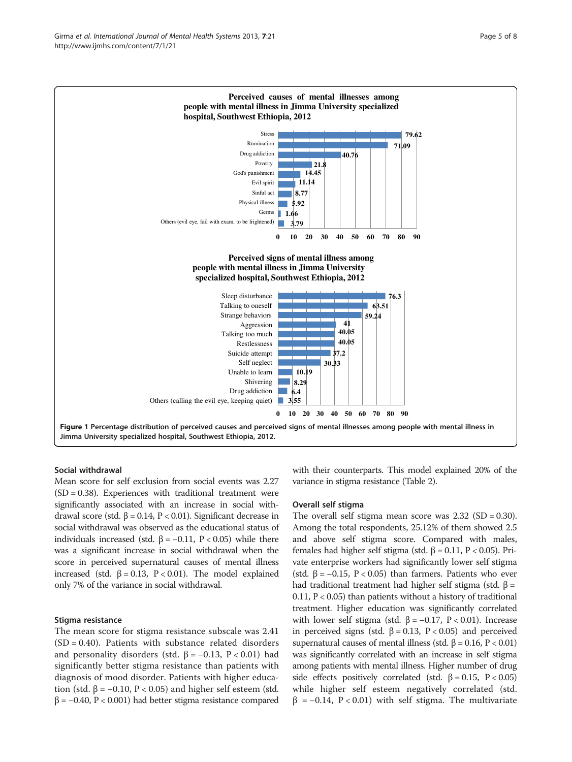**Perceived causes of mental illnesses among people with mental illness in Jimma University specialized hospital, Southwest Ethiopia, 2012**

| Cause | % |
|---|---|
| Stress | 79.62 |
| Rumination | 71.09 |
| Drug addiction | 40.76 |
| Poverty | 21.8 |
| God's punishment | 14.45 |
| Evil spirit | 11.14 |
| Sinful act | 8.77 |
| Physical illness | 5.92 |
| Germs | 1.66 |
| Others (evil eye, fail with exam, to be frightened) | 3.79 |

**Perceived signs of mental illness among people with mental illness in Jimma University specialized hospital, Southwest Ethiopia, 2012**

| Sign | % |
|---|---|
| Sleep disturbance | 76.3 |
| Talking to oneself | 63.51 |
| Strange behaviors | 59.24 |
| Aggression | 41 |
| Talking too much | 40.05 |
| Restlessness | 40.05 |
| Suicide attempt | 37.2 |
| Self neglect | 30.33 |
| Unable to learn | 10.19 |
| Shivering | 8.29 |
| Drug addiction | 6.4 |
| Others (calling the evil eye, keeping quiet) | 3.55 |

**Figure 1 Percentage distribution of perceived causes and perceived signs of mental illnesses among people with mental illness in Jimma University specialized hospital, Southwest Ethiopia, 2012.**

### Social withdrawal

Mean score for self exclusion from social events was 2.27 (SD = 0.38). Experiences with traditional treatment were significantly associated with an increase in social withdrawal score (std. $\beta = 0.14$, $P < 0.01$). Significant decrease in social withdrawal was observed as the educational status of individuals increased (std. $\beta = -0.11$, $P < 0.05$) while there was a significant increase in social withdrawal when the score in perceived supernatural causes of mental illness increased (std. $\beta = 0.13$, $P < 0.01$). The model explained only 7% of the variance in social withdrawal.

### Stigma resistance

The mean score for stigma resistance subscale was 2.41 (SD = 0.40). Patients with substance related disorders and personality disorders (std. $\beta = -0.13$, $P < 0.01$) had significantly better stigma resistance than patients with diagnosis of mood disorder. Patients with higher education (std. $\beta = -0.10$, $P < 0.05$) and higher self esteem (std. $\beta = -0.40$, $P < 0.001$) had better stigma resistance compared with their counterparts. This model explained 20% of the variance in stigma resistance (Table 2).

### Overall self stigma

The overall self stigma mean score was 2.32 (SD = 0.30). Among the total respondents, 25.12% of them showed 2.5 and above self stigma score. Compared with males, females had higher self stigma (std. $\beta = 0.11$, $P < 0.05$). Private enterprise workers had significantly lower self stigma (std. $\beta = -0.15$, $P < 0.05$) than farmers. Patients who ever had traditional treatment had higher self stigma (std. $\beta = 0.11$, $P < 0.05$) than patients without a history of traditional treatment. Higher education was significantly correlated with lower self stigma (std. $\beta = -0.17$, $P < 0.01$). Increase in perceived signs (std. $\beta = 0.13$, $P < 0.05$) and perceived supernatural causes of mental illness (std. $\beta = 0.16$, $P < 0.01$) was significantly correlated with an increase in self stigma among patients with mental illness. Higher number of drug side effects positively correlated (std. $\beta = 0.15$, $P < 0.05$) while higher self esteem negatively correlated (std. $\beta = -0.14$, $P < 0.01$) with self stigma. The multivariate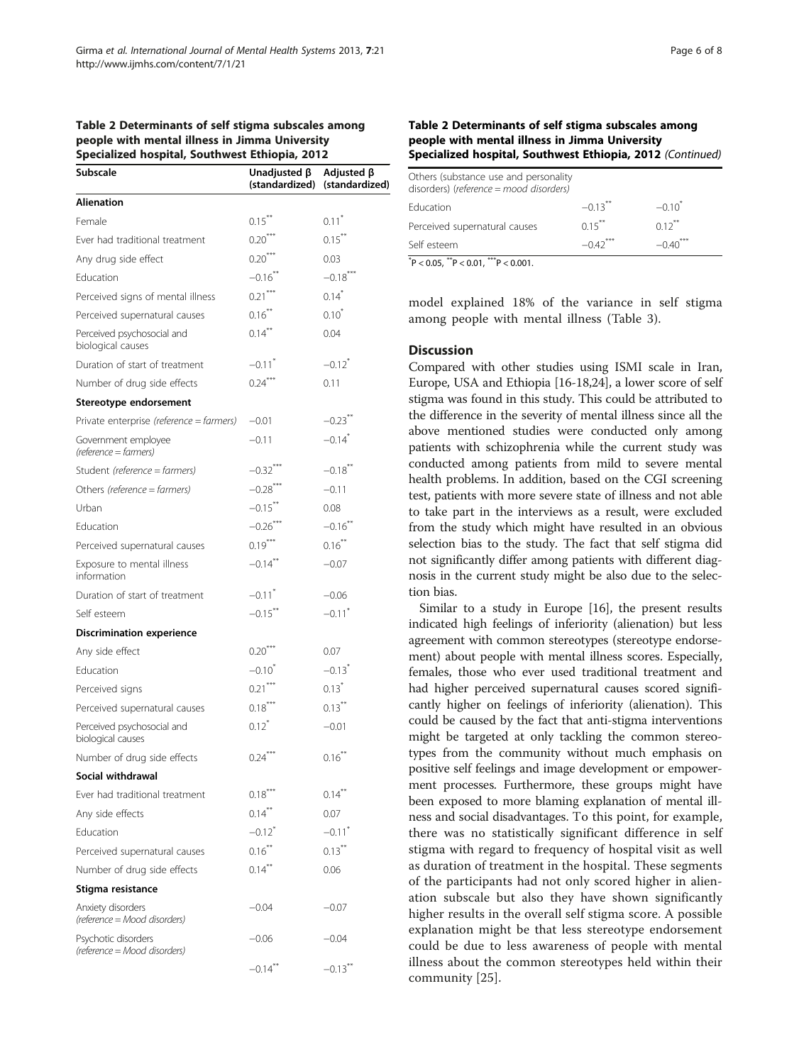**Table 2 Determinants of self stigma subscales among people with mental illness in Jimma University Specialized hospital, Southwest Ethiopia, 2012**

| Subscale | Unadjusted β (standardized) | Adjusted β (standardized) |
|---|---|---|
| **Alienation** | | |
| Female | 0.15** | 0.11* |
| Ever had traditional treatment | 0.20*** | 0.15** |
| Any drug side effect | 0.20*** | 0.03 |
| Education | −0.16** | −0.18*** |
| Perceived signs of mental illness | 0.21*** | 0.14* |
| Perceived supernatural causes | 0.16** | 0.10* |
| Perceived psychosocial and biological causes | 0.14** | 0.04 |
| Duration of start of treatment | −0.11* | −0.12* |
| Number of drug side effects | 0.24*** | 0.11 |
| **Stereotype endorsement** | | |
| Private enterprise *(reference = farmers)* | −0.01 | −0.23** |
| Government employee *(reference = farmers)* | −0.11 | −0.14* |
| Student *(reference = farmers)* | −0.32*** | −0.18** |
| Others *(reference = farmers)* | −0.28*** | −0.11 |
| Urban | −0.15** | 0.08 |
| Education | −0.26*** | −0.16** |
| Perceived supernatural causes | 0.19*** | 0.16** |
| Exposure to mental illness information | −0.14** | −0.07 |
| Duration of start of treatment | −0.11* | −0.06 |
| Self esteem | −0.15** | −0.11* |
| **Discrimination experience** | | |
| Any side effect | 0.20*** | 0.07 |
| Education | −0.10* | −0.13* |
| Perceived signs | 0.21*** | 0.13* |
| Perceived supernatural causes | 0.18*** | 0.13** |
| Perceived psychosocial and biological causes | 0.12* | −0.01 |
| Number of drug side effects | 0.24*** | 0.16** |
| **Social withdrawal** | | |
| Ever had traditional treatment | 0.18*** | 0.14** |
| Any side effects | 0.14** | 0.07 |
| Education | −0.12* | −0.11* |
| Perceived supernatural causes | 0.16** | 0.13** |
| Number of drug side effects | 0.14** | 0.06 |
| **Stigma resistance** | | |
| Anxiety disorders *(reference = Mood disorders)* | −0.04 | −0.07 |
| Psychotic disorders *(reference = Mood disorders)* | −0.06 | −0.04 |
| Others (substance use and personality disorders) *(reference = mood disorders)* | −0.14** | −0.13** |
| Education | −0.13** | −0.10* |
| Perceived supernatural causes | 0.15** | 0.12** |
| Self esteem | −0.42*** | −0.40*** |

*P < 0.05, **P < 0.01, ***P < 0.001.

model explained 18% of the variance in self stigma among people with mental illness (Table 3).

## Discussion

Compared with other studies using ISMI scale in Iran, Europe, USA and Ethiopia [16-18,24], a lower score of self stigma was found in this study. This could be attributed to the difference in the severity of mental illness since all the above mentioned studies were conducted only among patients with schizophrenia while the current study was conducted among patients from mild to severe mental health problems. In addition, based on the CGI screening test, patients with more severe state of illness and not able to take part in the interviews as a result, were excluded from the study which might have resulted in an obvious selection bias to the study. The fact that self stigma did not significantly differ among patients with different diagnosis in the current study might be also due to the selection bias.

Similar to a study in Europe [16], the present results indicated high feelings of inferiority (alienation) but less agreement with common stereotypes (stereotype endorsement) about people with mental illness scores. Especially, females, those who ever used traditional treatment and had higher perceived supernatural causes scored significantly higher on feelings of inferiority (alienation). This could be caused by the fact that anti-stigma interventions might be targeted at only tackling the common stereotypes from the community without much emphasis on positive self feelings and image development or empowerment processes. Furthermore, these groups might have been exposed to more blaming explanation of mental illness and social disadvantages. To this point, for example, there was no statistically significant difference in self stigma with regard to frequency of hospital visit as well as duration of treatment in the hospital. These segments of the participants had not only scored higher in alienation subscale but also they have shown significantly higher results in the overall self stigma score. A possible explanation might be that less stereotype endorsement could be due to less awareness of people with mental illness about the common stereotypes held within their community [25].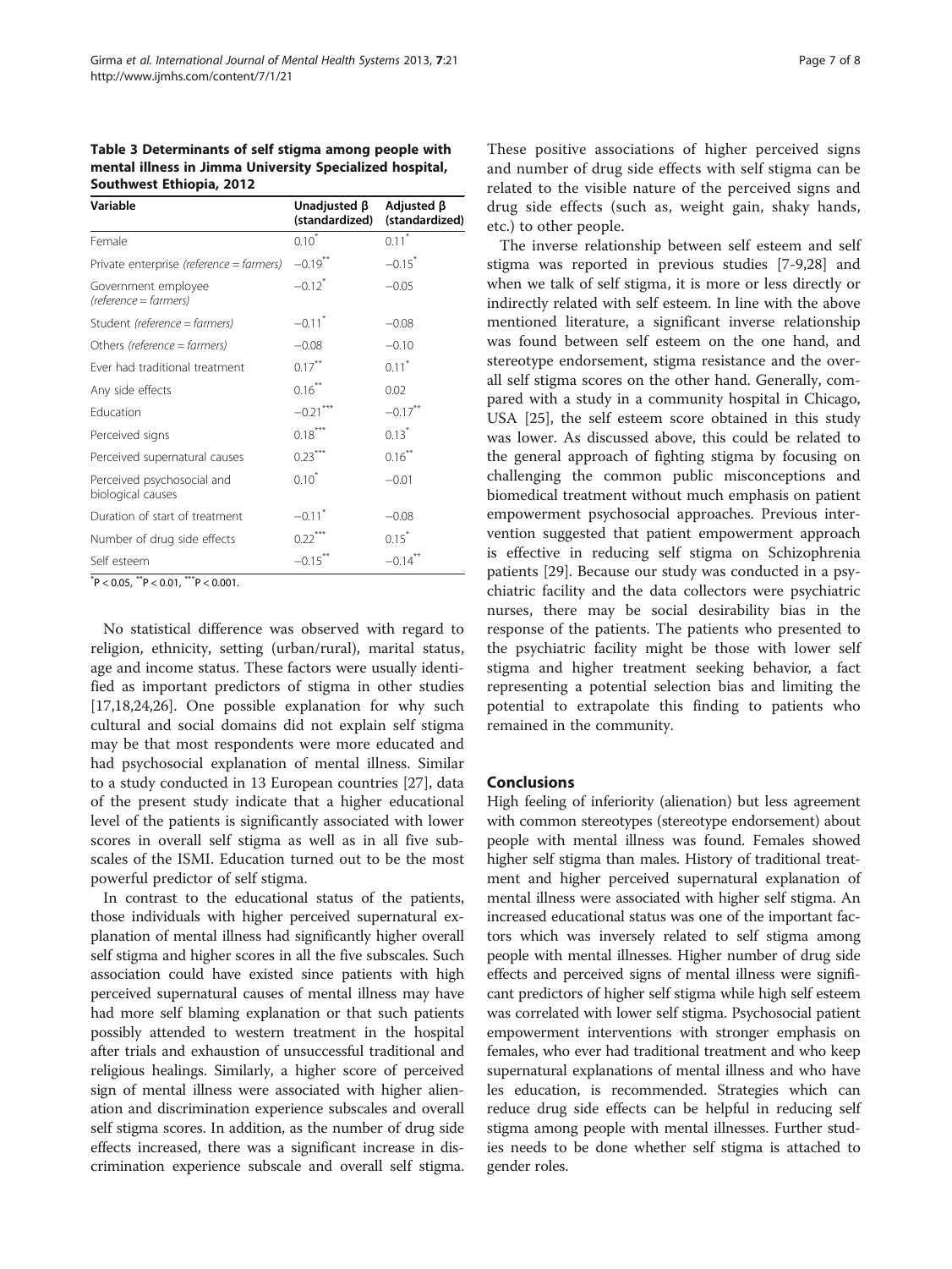**Table 3 Determinants of self stigma among people with mental illness in Jimma University Specialized hospital, Southwest Ethiopia, 2012**

| Variable | Unadjusted β (standardized) | Adjusted β (standardized) |
|---|---|---|
| Female | 0.10* | 0.11* |
| Private enterprise *(reference = farmers)* | −0.19** | −0.15* |
| Government employee *(reference = farmers)* | −0.12* | −0.05 |
| Student *(reference = farmers)* | −0.11* | −0.08 |
| Others *(reference = farmers)* | −0.08 | −0.10 |
| Ever had traditional treatment | 0.17** | 0.11* |
| Any side effects | 0.16** | 0.02 |
| Education | −0.21*** | −0.17** |
| Perceived signs | 0.18*** | 0.13* |
| Perceived supernatural causes | 0.23*** | 0.16** |
| Perceived psychosocial and biological causes | 0.10* | −0.01 |
| Duration of start of treatment | −0.11* | −0.08 |
| Number of drug side effects | 0.22*** | 0.15* |
| Self esteem | −0.15** | −0.14** |

*P < 0.05, **P < 0.01, ***P < 0.001.

No statistical difference was observed with regard to religion, ethnicity, setting (urban/rural), marital status, age and income status. These factors were usually identified as important predictors of stigma in other studies [17,18,24,26]. One possible explanation for why such cultural and social domains did not explain self stigma may be that most respondents were more educated and had psychosocial explanation of mental illness. Similar to a study conducted in 13 European countries [27], data of the present study indicate that a higher educational level of the patients is significantly associated with lower scores in overall self stigma as well as in all five subscales of the ISMI. Education turned out to be the most powerful predictor of self stigma.

In contrast to the educational status of the patients, those individuals with higher perceived supernatural explanation of mental illness had significantly higher overall self stigma and higher scores in all the five subscales. Such association could have existed since patients with high perceived supernatural causes of mental illness may have had more self blaming explanation or that such patients possibly attended to western treatment in the hospital after trials and exhaustion of unsuccessful traditional and religious healings. Similarly, a higher score of perceived sign of mental illness were associated with higher alienation and discrimination experience subscales and overall self stigma scores. In addition, as the number of drug side effects increased, there was a significant increase in discrimination experience subscale and overall self stigma. These positive associations of higher perceived signs and number of drug side effects with self stigma can be related to the visible nature of the perceived signs and drug side effects (such as, weight gain, shaky hands, etc.) to other people.

The inverse relationship between self esteem and self stigma was reported in previous studies [7-9,28] and when we talk of self stigma, it is more or less directly or indirectly related with self esteem. In line with the above mentioned literature, a significant inverse relationship was found between self esteem on the one hand, and stereotype endorsement, stigma resistance and the overall self stigma scores on the other hand. Generally, compared with a study in a community hospital in Chicago, USA [25], the self esteem score obtained in this study was lower. As discussed above, this could be related to the general approach of fighting stigma by focusing on challenging the common public misconceptions and biomedical treatment without much emphasis on patient empowerment psychosocial approaches. Previous intervention suggested that patient empowerment approach is effective in reducing self stigma on Schizophrenia patients [29]. Because our study was conducted in a psychiatric facility and the data collectors were psychiatric nurses, there may be social desirability bias in the response of the patients. The patients who presented to the psychiatric facility might be those with lower self stigma and higher treatment seeking behavior, a fact representing a potential selection bias and limiting the potential to extrapolate this finding to patients who remained in the community.

## Conclusions

High feeling of inferiority (alienation) but less agreement with common stereotypes (stereotype endorsement) about people with mental illness was found. Females showed higher self stigma than males. History of traditional treatment and higher perceived supernatural explanation of mental illness were associated with higher self stigma. An increased educational status was one of the important factors which was inversely related to self stigma among people with mental illnesses. Higher number of drug side effects and perceived signs of mental illness were significant predictors of higher self stigma while high self esteem was correlated with lower self stigma. Psychosocial patient empowerment interventions with stronger emphasis on females, who ever had traditional treatment and who keep supernatural explanations of mental illness and who have les education, is recommended. Strategies which can reduce drug side effects can be helpful in reducing self stigma among people with mental illnesses. Further studies needs to be done whether self stigma is attached to gender roles.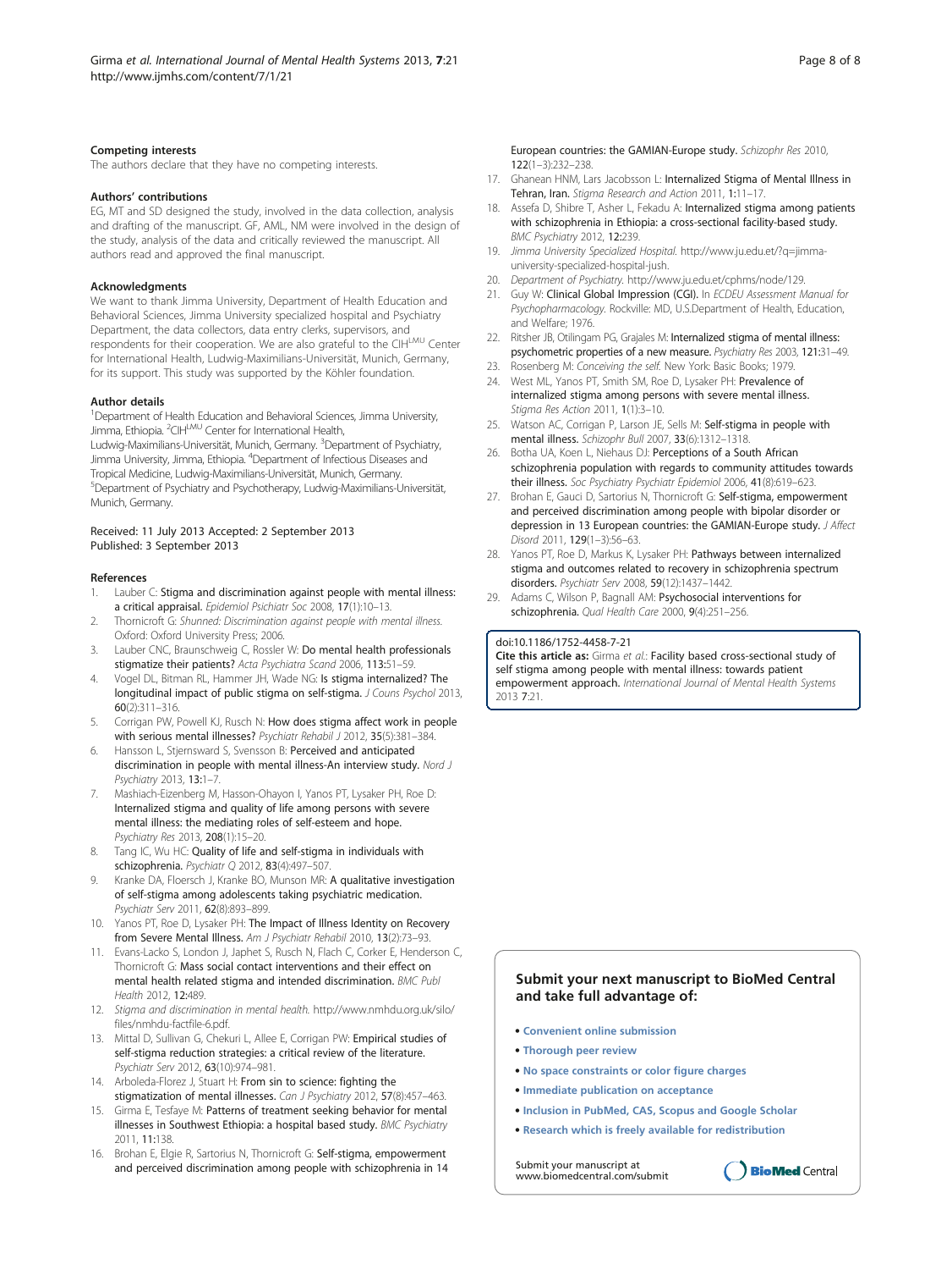### Competing interests

The authors declare that they have no competing interests.

### Authors' contributions

EG, MT and SD designed the study, involved in the data collection, analysis and drafting of the manuscript. GF, AML, NM were involved in the design of the study, analysis of the data and critically reviewed the manuscript. All authors read and approved the final manuscript.

### Acknowledgments

We want to thank Jimma University, Department of Health Education and Behavioral Sciences, Jimma University specialized hospital and Psychiatry Department, the data collectors, data entry clerks, supervisors, and respondents for their cooperation. We are also grateful to the CIH[LMU] Center for International Health, Ludwig-Maximilians-Universität, Munich, Germany, for its support. This study was supported by the Köhler foundation.

### Author details

[1]Department of Health Education and Behavioral Sciences, Jimma University, Jimma, Ethiopia. [2]CIH[LMU] Center for International Health, Ludwig-Maximilians-Universität, Munich, Germany. [3]Department of Psychiatry, Jimma University, Jimma, Ethiopia. [4]Department of Infectious Diseases and Tropical Medicine, Ludwig-Maximilians-Universität, Munich, Germany. [5]Department of Psychiatry and Psychotherapy, Ludwig-Maximilians-Universität, Munich, Germany.

Received: 11 July 2013 Accepted: 2 September 2013
Published: 3 September 2013

### References

1. Lauber C: **Stigma and discrimination against people with mental illness: a critical appraisal.** *Epidemiol Psichiatr Soc* 2008, **17**(1):10–13.
2. Thornicroft G: *Shunned: Discrimination against people with mental illness.* Oxford: Oxford University Press; 2006.
3. Lauber CNC, Braunschweig C, Rossler W: **Do mental health professionals stigmatize their patients?** *Acta Psychiatra Scand* 2006, **113:**51–59.
4. Vogel DL, Bitman RL, Hammer JH, Wade NG: **Is stigma internalized? The longitudinal impact of public stigma on self-stigma.** *J Couns Psychol* 2013, **60**(2):311–316.
5. Corrigan PW, Powell KJ, Rusch N: **How does stigma affect work in people with serious mental illnesses?** *Psychiatr Rehabil J* 2012, **35**(5):381–384.
6. Hansson L, Stjernsward S, Svensson B: **Perceived and anticipated discrimination in people with mental illness-An interview study.** *Nord J Psychiatry* 2013, **13:**1–7.
7. Mashiach-Eizenberg M, Hasson-Ohayon I, Yanos PT, Lysaker PH, Roe D: **Internalized stigma and quality of life among persons with severe mental illness: the mediating roles of self-esteem and hope.** *Psychiatry Res* 2013, **208**(1):15–20.
8. Tang IC, Wu HC: **Quality of life and self-stigma in individuals with schizophrenia.** *Psychiatr Q* 2012, **83**(4):497–507.
9. Kranke DA, Floersch J, Kranke BO, Munson MR: **A qualitative investigation of self-stigma among adolescents taking psychiatric medication.** *Psychiatr Serv* 2011, **62**(8):893–899.
10. Yanos PT, Roe D, Lysaker PH: **The Impact of Illness Identity on Recovery from Severe Mental Illness.** *Am J Psychiatr Rehabil* 2010, **13**(2):73–93.
11. Evans-Lacko S, London J, Japhet S, Rusch N, Flach C, Corker E, Henderson C, Thornicroft G: **Mass social contact interventions and their effect on mental health related stigma and intended discrimination.** *BMC Publ Health* 2012, **12:**489.
12. *Stigma and discrimination in mental health.* http://www.nmhdu.org.uk/silo/files/nmhdu-factfile-6.pdf.
13. Mittal D, Sullivan G, Chekuri L, Allee E, Corrigan PW: **Empirical studies of self-stigma reduction strategies: a critical review of the literature.** *Psychiatr Serv* 2012, **63**(10):974–981.
14. Arboleda-Florez J, Stuart H: **From sin to science: fighting the stigmatization of mental illnesses.** *Can J Psychiatry* 2012, **57**(8):457–463.
15. Girma E, Tesfaye M: **Patterns of treatment seeking behavior for mental illnesses in Southwest Ethiopia: a hospital based study.** *BMC Psychiatry* 2011, **11:**138.
16. Brohan E, Elgie R, Sartorius N, Thornicroft G: **Self-stigma, empowerment and perceived discrimination among people with schizophrenia in 14 European countries: the GAMIAN-Europe study.** *Schizophr Res* 2010, **122**(1–3):232–238.
17. Ghanean HNM, Lars Jacobsson L: **Internalized Stigma of Mental Illness in Tehran, Iran.** *Stigma Research and Action* 2011, **1:**11–17.
18. Assefa D, Shibre T, Asher L, Fekadu A: **Internalized stigma among patients with schizophrenia in Ethiopia: a cross-sectional facility-based study.** *BMC Psychiatry* 2012, **12:**239.
19. *Jimma University Specialized Hospital.* http://www.ju.edu.et/?q=jimma-university-specialized-hospital-jush.
20. *Department of Psychiatry.* http://www.ju.edu.et/cphms/node/129.
21. Guy W: **Clinical Global Impression (CGI).** In *ECDEU Assessment Manual for Psychopharmacology.* Rockville: MD, U.S.Department of Health, Education, and Welfare; 1976.
22. Ritsher JB, Otilingam PG, Grajales M: **Internalized stigma of mental illness: psychometric properties of a new measure.** *Psychiatry Res* 2003, **121:**31–49.
23. Rosenberg M: *Conceiving the self.* New York: Basic Books; 1979.
24. West ML, Yanos PT, Smith SM, Roe D, Lysaker PH: **Prevalence of internalized stigma among persons with severe mental illness.** *Stigma Res Action* 2011, **1**(1):3–10.
25. Watson AC, Corrigan P, Larson JE, Sells M: **Self-stigma in people with mental illness.** *Schizophr Bull* 2007, **33**(6):1312–1318.
26. Botha UA, Koen L, Niehaus DJ: **Perceptions of a South African schizophrenia population with regards to community attitudes towards their illness.** *Soc Psychiatry Psychiatr Epidemiol* 2006, **41**(8):619–623.
27. Brohan E, Gauci D, Sartorius N, Thornicroft G: **Self-stigma, empowerment and perceived discrimination among people with bipolar disorder or depression in 13 European countries: the GAMIAN-Europe study.** *J Affect Disord* 2011, **129**(1–3):56–63.
28. Yanos PT, Roe D, Markus K, Lysaker PH: **Pathways between internalized stigma and outcomes related to recovery in schizophrenia spectrum disorders.** *Psychiatr Serv* 2008, **59**(12):1437–1442.
29. Adams C, Wilson P, Bagnall AM: **Psychosocial interventions for schizophrenia.** *Qual Health Care* 2000, **9**(4):251–256.

doi:10.1186/1752-4458-7-21
**Cite this article as:** Girma *et al.*: Facility based cross-sectional study of self stigma among people with mental illness: towards patient empowerment approach. *International Journal of Mental Health Systems* 2013 7:21.

**Submit your next manuscript to BioMed Central and take full advantage of:**

- **Convenient online submission**
- **Thorough peer review**
- **No space constraints or color figure charges**
- **Immediate publication on acceptance**
- **Inclusion in PubMed, CAS, Scopus and Google Scholar**
- **Research which is freely available for redistribution**

Submit your manuscript at
www.biomedcentral.com/submit

BioMed Central